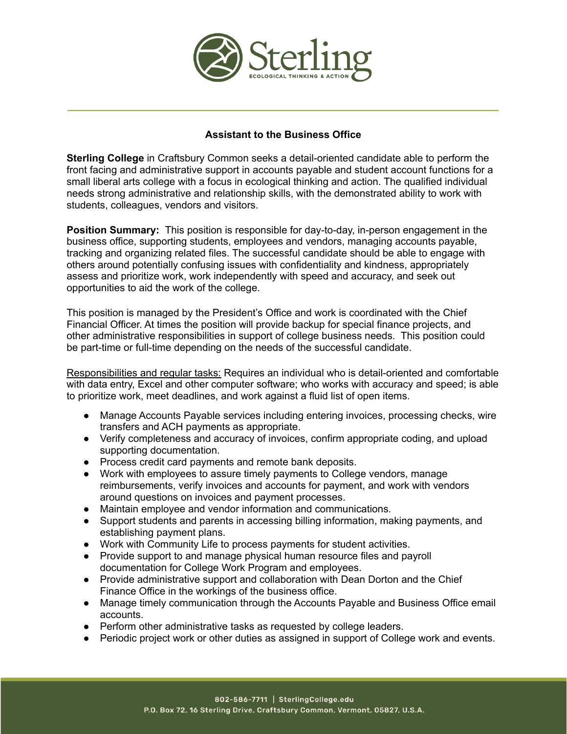# Assistant to the Business Office

**Sterling College** in Craftsbury Common seeks a detail-oriented candidate able to perform the front facing and administrative support in accounts payable and student account functions for a small liberal arts college with a focus in ecological thinking and action. The qualified individual needs strong administrative and relationship skills, with the demonstrated ability to work with students, colleagues, vendors and visitors.

**Position Summary:** This position is responsible for day-to-day, in-person engagement in the business office, supporting students, employees and vendors, managing accounts payable, tracking and organizing related files. The successful candidate should be able to engage with others around potentially confusing issues with confidentiality and kindness, appropriately assess and prioritize work, work independently with speed and accuracy, and seek out opportunities to aid the work of the college.

This position is managed by the President's Office and work is coordinated with the Chief Financial Officer. At times the position will provide backup for special finance projects, and other administrative responsibilities in support of college business needs. This position could be part-time or full-time depending on the needs of the successful candidate.

<u>Responsibilities and regular tasks:</u> Requires an individual who is detail-oriented and comfortable with data entry, Excel and other computer software; who works with accuracy and speed; is able to prioritize work, meet deadlines, and work against a fluid list of open items.

- Manage Accounts Payable services including entering invoices, processing checks, wire transfers and ACH payments as appropriate.
- Verify completeness and accuracy of invoices, confirm appropriate coding, and upload supporting documentation.
- Process credit card payments and remote bank deposits.
- Work with employees to assure timely payments to College vendors, manage reimbursements, verify invoices and accounts for payment, and work with vendors around questions on invoices and payment processes.
- Maintain employee and vendor information and communications.
- Support students and parents in accessing billing information, making payments, and establishing payment plans.
- Work with Community Life to process payments for student activities.
- Provide support to and manage physical human resource files and payroll documentation for College Work Program and employees.
- Provide administrative support and collaboration with Dean Dorton and the Chief Finance Office in the workings of the business office.
- Manage timely communication through the Accounts Payable and Business Office email accounts.
- Perform other administrative tasks as requested by college leaders.
- Periodic project work or other duties as assigned in support of College work and events.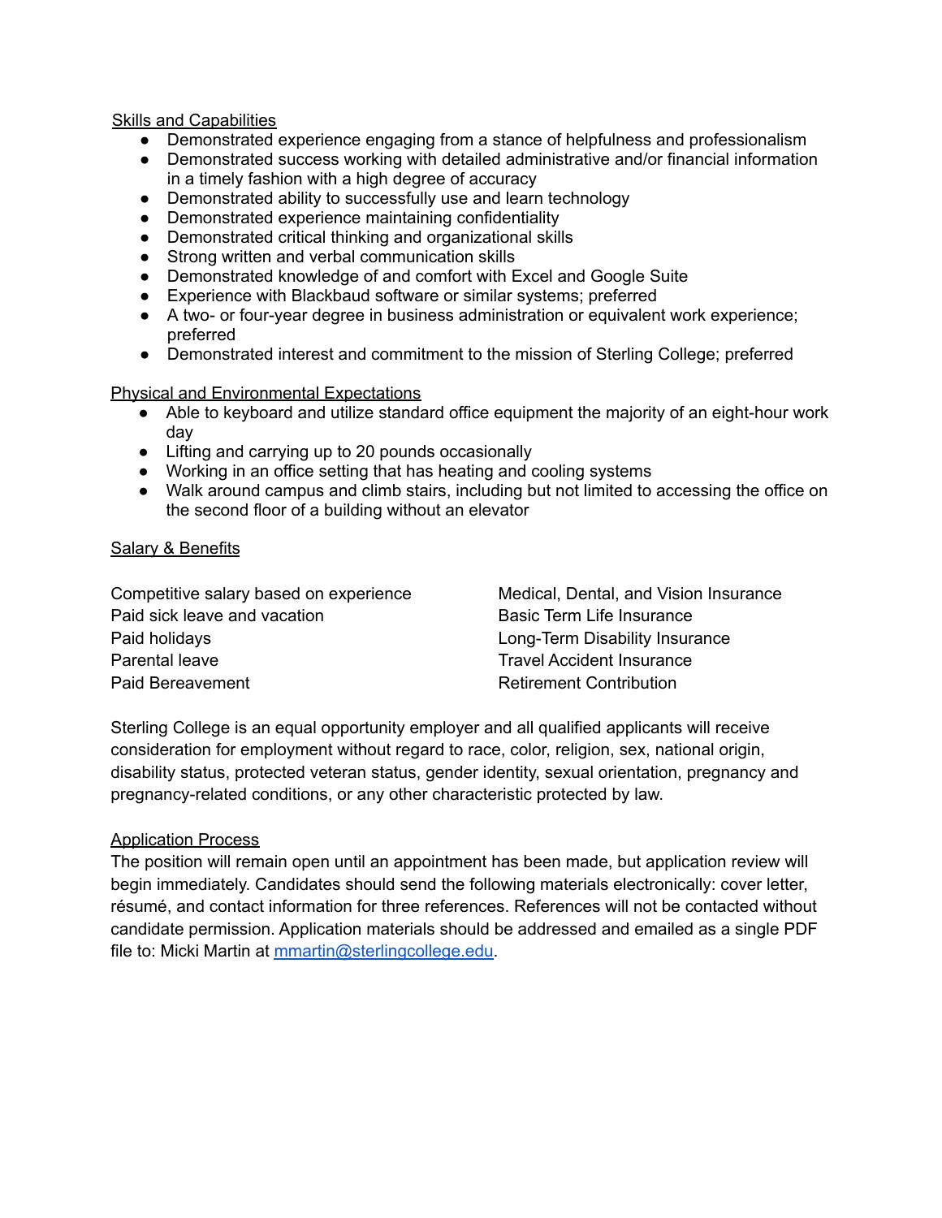Skills and Capabilities

- Demonstrated experience engaging from a stance of helpfulness and professionalism
- Demonstrated success working with detailed administrative and/or financial information in a timely fashion with a high degree of accuracy
- Demonstrated ability to successfully use and learn technology
- Demonstrated experience maintaining confidentiality
- Demonstrated critical thinking and organizational skills
- Strong written and verbal communication skills
- Demonstrated knowledge of and comfort with Excel and Google Suite
- Experience with Blackbaud software or similar systems; preferred
- A two- or four-year degree in business administration or equivalent work experience; preferred
- Demonstrated interest and commitment to the mission of Sterling College; preferred

Physical and Environmental Expectations

- Able to keyboard and utilize standard office equipment the majority of an eight-hour work day
- Lifting and carrying up to 20 pounds occasionally
- Working in an office setting that has heating and cooling systems
- Walk around campus and climb stairs, including but not limited to accessing the office on the second floor of a building without an elevator

Salary & Benefits

Competitive salary based on experience
Paid sick leave and vacation
Paid holidays
Parental leave
Paid Bereavement
Medical, Dental, and Vision Insurance
Basic Term Life Insurance
Long-Term Disability Insurance
Travel Accident Insurance
Retirement Contribution

Sterling College is an equal opportunity employer and all qualified applicants will receive consideration for employment without regard to race, color, religion, sex, national origin, disability status, protected veteran status, gender identity, sexual orientation, pregnancy and pregnancy-related conditions, or any other characteristic protected by law.

Application Process

The position will remain open until an appointment has been made, but application review will begin immediately. Candidates should send the following materials electronically: cover letter, résumé, and contact information for three references. References will not be contacted without candidate permission. Application materials should be addressed and emailed as a single PDF file to: Micki Martin at mmartin@sterlingcollege.edu.